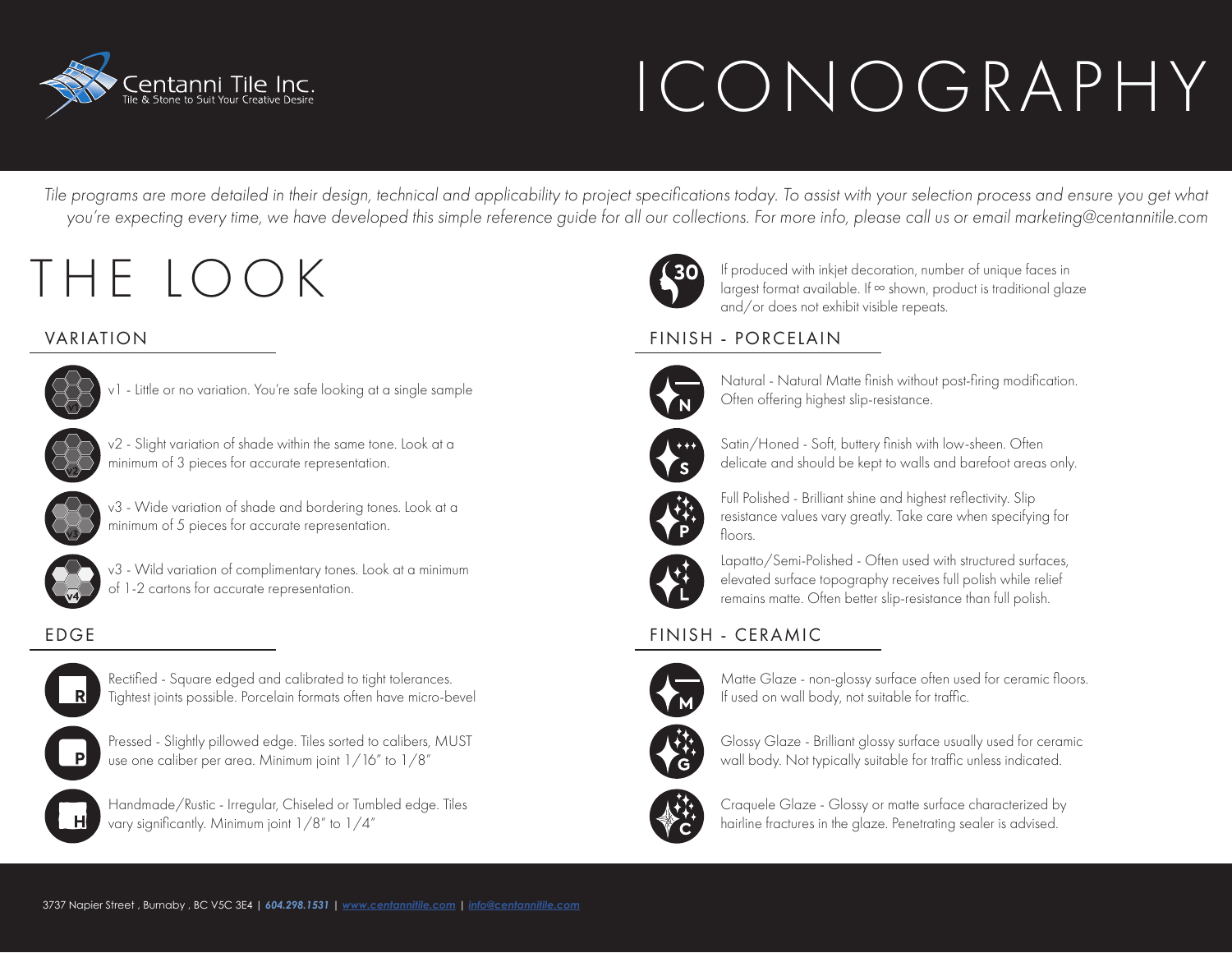Centanni Tile Inc.
Tile & Stone to Suit Your Creative Desire

# ICONOGRAPHY

*Tile programs are more detailed in their design, technical and applicability to project specifications today. To assist with your selection process and ensure you get what you're expecting every time, we have developed this simple reference guide for all our collections. For more info, please call us or email marketing@centannitile.com*

## THE LOOK

### VARIATION

v1 - Little or no variation. You're safe looking at a single sample

v2 - Slight variation of shade within the same tone. Look at a minimum of 3 pieces for accurate representation.

v3 - Wide variation of shade and bordering tones. Look at a minimum of 5 pieces for accurate representation.

v3 - Wild variation of complimentary tones. Look at a minimum of 1-2 cartons for accurate representation.

### EDGE

Rectified - Square edged and calibrated to tight tolerances. Tightest joints possible. Porcelain formats often have micro-bevel

Pressed - Slightly pillowed edge. Tiles sorted to calibers, MUST use one caliber per area. Minimum joint 1/16" to 1/8"

Handmade/Rustic - Irregular, Chiseled or Tumbled edge. Tiles vary significantly. Minimum joint 1/8" to 1/4"

If produced with inkjet decoration, number of unique faces in largest format available. If ∞ shown, product is traditional glaze and/or does not exhibit visible repeats.

### FINISH - PORCELAIN

Natural - Natural Matte finish without post-firing modification. Often offering highest slip-resistance.

Satin/Honed - Soft, buttery finish with low-sheen. Often delicate and should be kept to walls and barefoot areas only.

Full Polished - Brilliant shine and highest reflectivity. Slip resistance values vary greatly. Take care when specifying for floors.

Lapatto/Semi-Polished - Often used with structured surfaces, elevated surface topography receives full polish while relief remains matte. Often better slip-resistance than full polish.

### FINISH - CERAMIC

Matte Glaze - non-glossy surface often used for ceramic floors. If used on wall body, not suitable for traffic.

Glossy Glaze - Brilliant glossy surface usually used for ceramic wall body. Not typically suitable for traffic unless indicated.

Craquele Glaze - Glossy or matte surface characterized by hairline fractures in the glaze. Penetrating sealer is advised.

3737 Napier Street , Burnaby , BC V5C 3E4 | **604.298.1531** | www.centannitile.com | info@centannitile.com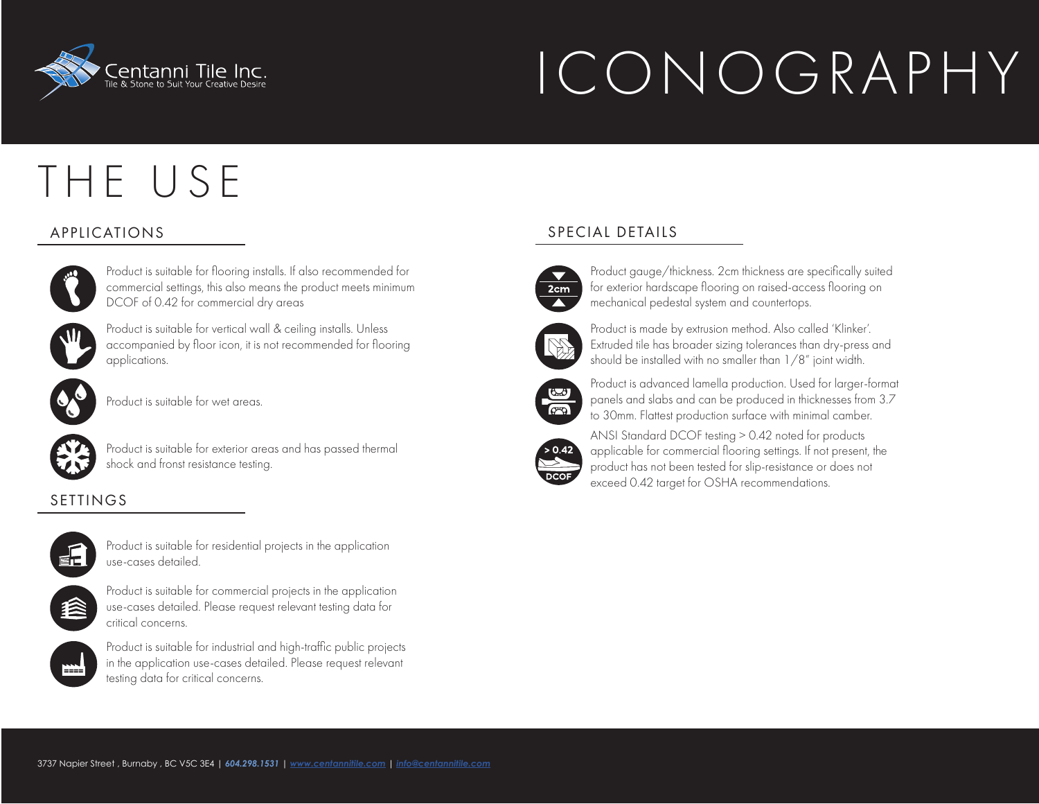Centannl Tile Inc.
Tile & Stone to Suit Your Creative Desire

# ICONOGRAPHY

## THE USE

### APPLICATIONS

Product is suitable for flooring installs. If also recommended for commercial settings, this also means the product meets minimum DCOF of 0.42 for commercial dry areas

Product is suitable for vertical wall & ceiling installs. Unless accompanied by floor icon, it is not recommended for flooring applications.

Product is suitable for wet areas.

Product is suitable for exterior areas and has passed thermal shock and fronst resistance testing.

### SETTINGS

Product is suitable for residential projects in the application use-cases detailed.

Product is suitable for commercial projects in the application use-cases detailed. Please request relevant testing data for critical concerns.

Product is suitable for industrial and high-traffic public projects in the application use-cases detailed. Please request relevant testing data for critical concerns.

### SPECIAL DETAILS

2cm

Product gauge/thickness. 2cm thickness are specifically suited for exterior hardscape flooring on raised-access flooring on mechanical pedestal system and countertops.

Product is made by extrusion method. Also called 'Klinker'. Extruded tile has broader sizing tolerances than dry-press and should be installed with no smaller than 1/8" joint width.

Product is advanced lamella production. Used for larger-format panels and slabs and can be produced in thicknesses from 3.7 to 30mm. Flattest production surface with minimal camber.

> 0.42
DCOF

ANSI Standard DCOF testing > 0.42 noted for products applicable for commercial flooring settings. If not present, the product has not been tested for slip-resistance or does not exceed 0.42 target for OSHA recommendations.

3737 Napier Street , Burnaby , BC V5C 3E4 | **604.298.1531** | www.centannitile.com | info@centannitile.com